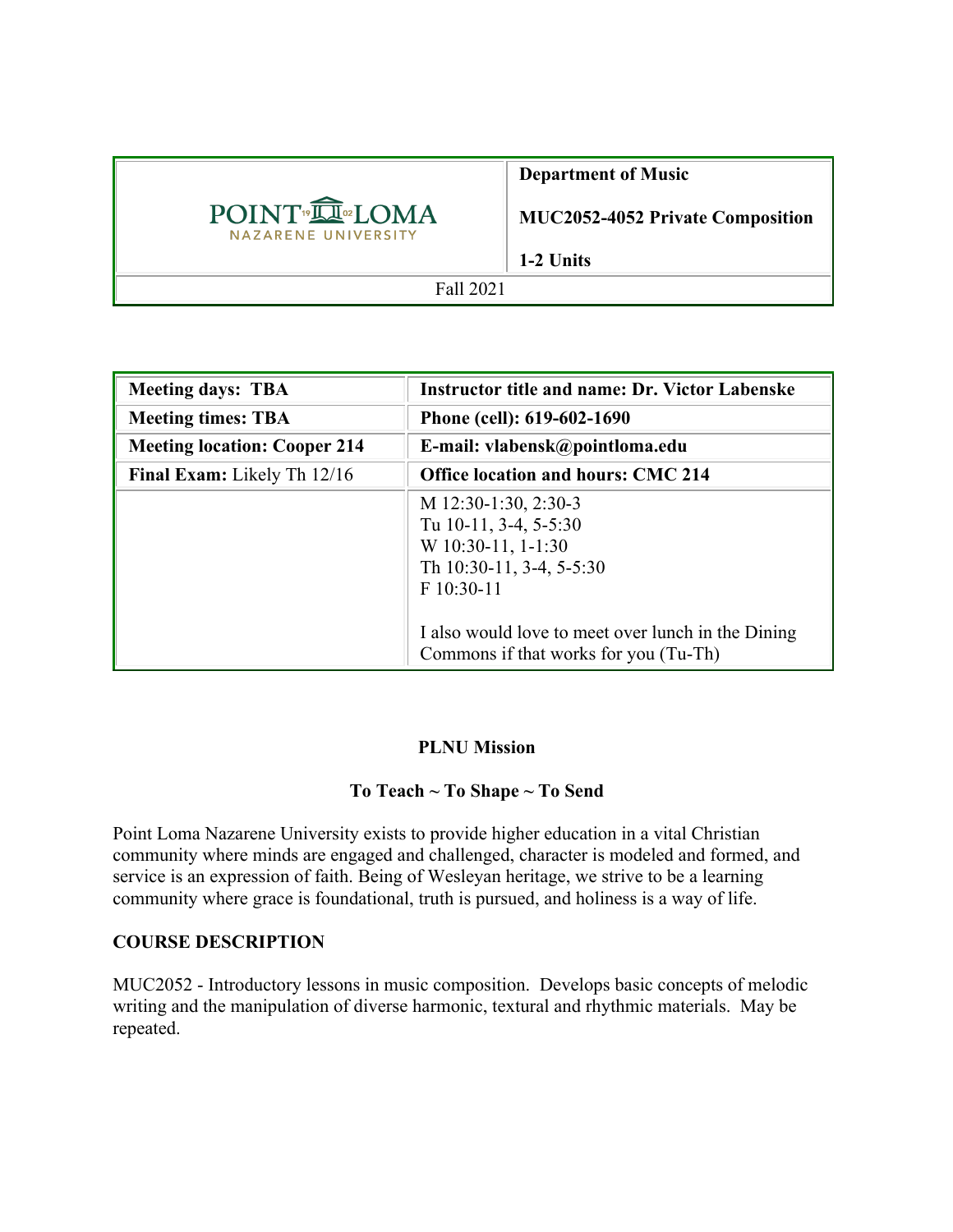| POINT LOMA NAZARENE UNIVERSITY | **Department of Music**<br><br>**MUC2052-4052 Private Composition**<br><br>**1-2 Units** |
|---|---|
| Fall 2021 | |

| **Meeting days: TBA** | **Instructor title and name: Dr. Victor Labenske** |
|---|---|
| **Meeting times: TBA** | **Phone (cell): 619-602-1690** |
| **Meeting location: Cooper 214** | **E-mail: vlabensk@pointloma.edu** |
| **Final Exam:** Likely Th 12/16 | **Office location and hours: CMC 214** |
| | M 12:30-1:30, 2:30-3<br>Tu 10-11, 3-4, 5-5:30<br>W 10:30-11, 1-1:30<br>Th 10:30-11, 3-4, 5-5:30<br>F 10:30-11<br><br>I also would love to meet over lunch in the Dining Commons if that works for you (Tu-Th) |

**PLNU Mission**

**To Teach ~ To Shape ~ To Send**

Point Loma Nazarene University exists to provide higher education in a vital Christian community where minds are engaged and challenged, character is modeled and formed, and service is an expression of faith. Being of Wesleyan heritage, we strive to be a learning community where grace is foundational, truth is pursued, and holiness is a way of life.

**COURSE DESCRIPTION**

MUC2052 - Introductory lessons in music composition. Develops basic concepts of melodic writing and the manipulation of diverse harmonic, textural and rhythmic materials. May be repeated.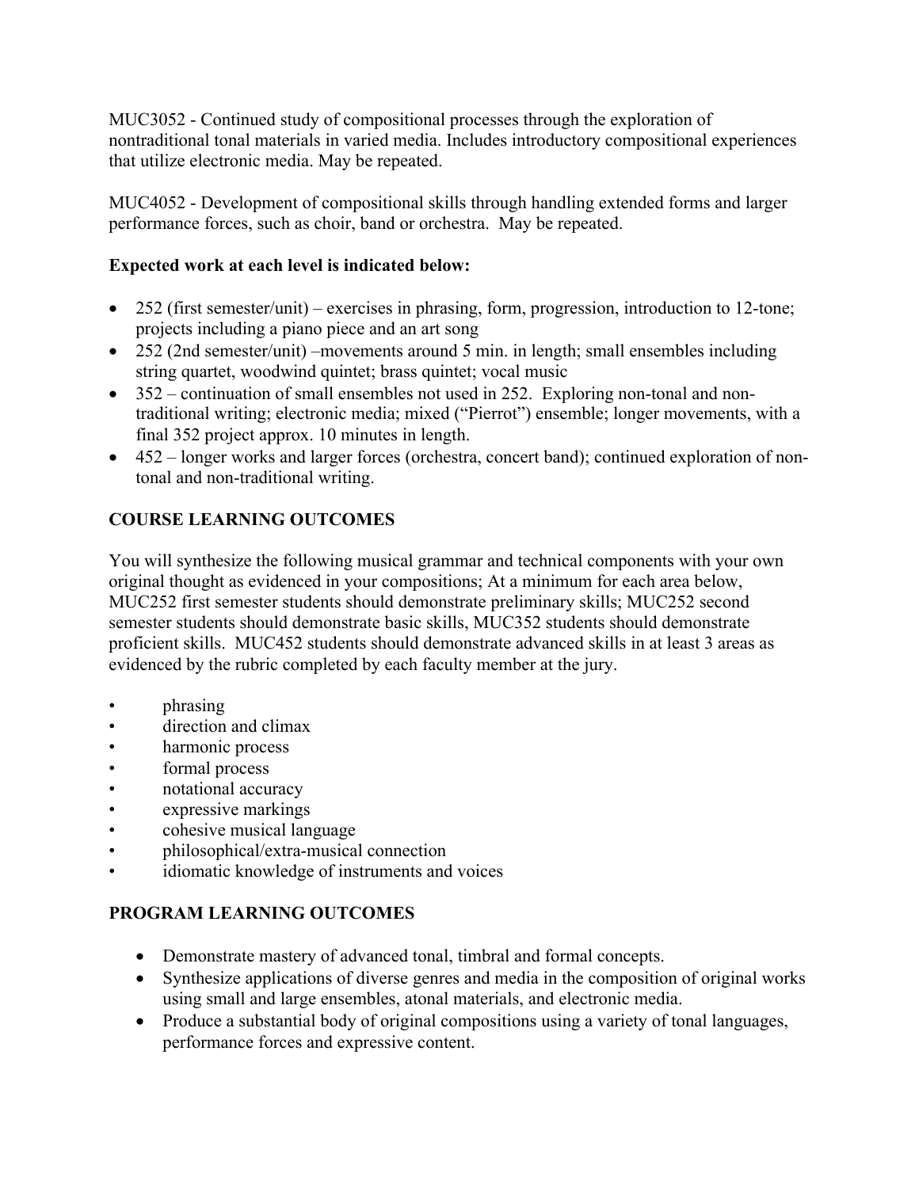MUC3052 - Continued study of compositional processes through the exploration of nontraditional tonal materials in varied media. Includes introductory compositional experiences that utilize electronic media. May be repeated.

MUC4052 - Development of compositional skills through handling extended forms and larger performance forces, such as choir, band or orchestra. May be repeated.

**Expected work at each level is indicated below:**

- 252 (first semester/unit) – exercises in phrasing, form, progression, introduction to 12-tone; projects including a piano piece and an art song
- 252 (2nd semester/unit) –movements around 5 min. in length; small ensembles including string quartet, woodwind quintet; brass quintet; vocal music
- 352 – continuation of small ensembles not used in 252. Exploring non-tonal and non-traditional writing; electronic media; mixed ("Pierrot") ensemble; longer movements, with a final 352 project approx. 10 minutes in length.
- 452 – longer works and larger forces (orchestra, concert band); continued exploration of non-tonal and non-traditional writing.

## COURSE LEARNING OUTCOMES

You will synthesize the following musical grammar and technical components with your own original thought as evidenced in your compositions; At a minimum for each area below, MUC252 first semester students should demonstrate preliminary skills; MUC252 second semester students should demonstrate basic skills, MUC352 students should demonstrate proficient skills. MUC452 students should demonstrate advanced skills in at least 3 areas as evidenced by the rubric completed by each faculty member at the jury.

- phrasing
- direction and climax
- harmonic process
- formal process
- notational accuracy
- expressive markings
- cohesive musical language
- philosophical/extra-musical connection
- idiomatic knowledge of instruments and voices

## PROGRAM LEARNING OUTCOMES

- Demonstrate mastery of advanced tonal, timbral and formal concepts.
- Synthesize applications of diverse genres and media in the composition of original works using small and large ensembles, atonal materials, and electronic media.
- Produce a substantial body of original compositions using a variety of tonal languages, performance forces and expressive content.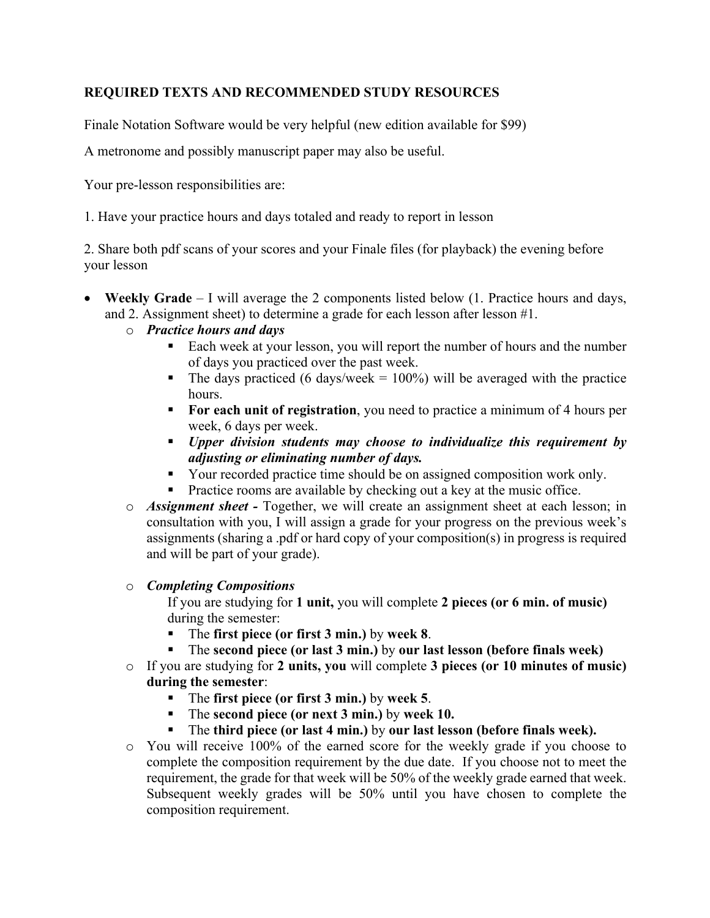## REQUIRED TEXTS AND RECOMMENDED STUDY RESOURCES

Finale Notation Software would be very helpful (new edition available for $99)

A metronome and possibly manuscript paper may also be useful.

Your pre-lesson responsibilities are:

1. Have your practice hours and days totaled and ready to report in lesson

2. Share both pdf scans of your scores and your Finale files (for playback) the evening before your lesson

- **Weekly Grade** – I will average the 2 components listed below (1. Practice hours and days, and 2. Assignment sheet) to determine a grade for each lesson after lesson #1.
  - ***Practice hours and days***
    - Each week at your lesson, you will report the number of hours and the number of days you practiced over the past week.
    - The days practiced (6 days/week = 100%) will be averaged with the practice hours.
    - **For each unit of registration**, you need to practice a minimum of 4 hours per week, 6 days per week.
    - ***Upper division students may choose to individualize this requirement by adjusting or eliminating number of days.***
    - Your recorded practice time should be on assigned composition work only.
    - Practice rooms are available by checking out a key at the music office.
  - ***Assignment sheet -*** Together, we will create an assignment sheet at each lesson; in consultation with you, I will assign a grade for your progress on the previous week's assignments (sharing a .pdf or hard copy of your composition(s) in progress is required and will be part of your grade).

  - ***Completing Compositions***

    If you are studying for **1 unit,** you will complete **2 pieces (or 6 min. of music)** during the semester:
    - The **first piece (or first 3 min.)** by **week 8**.
    - The **second piece (or last 3 min.)** by **our last lesson (before finals week)**
  - If you are studying for **2 units, you** will complete **3 pieces (or 10 minutes of music) during the semester**:
    - The **first piece (or first 3 min.)** by **week 5**.
    - The **second piece (or next 3 min.)** by **week 10.**
    - The **third piece (or last 4 min.)** by **our last lesson (before finals week).**
  - You will receive 100% of the earned score for the weekly grade if you choose to complete the composition requirement by the due date. If you choose not to meet the requirement, the grade for that week will be 50% of the weekly grade earned that week. Subsequent weekly grades will be 50% until you have chosen to complete the composition requirement.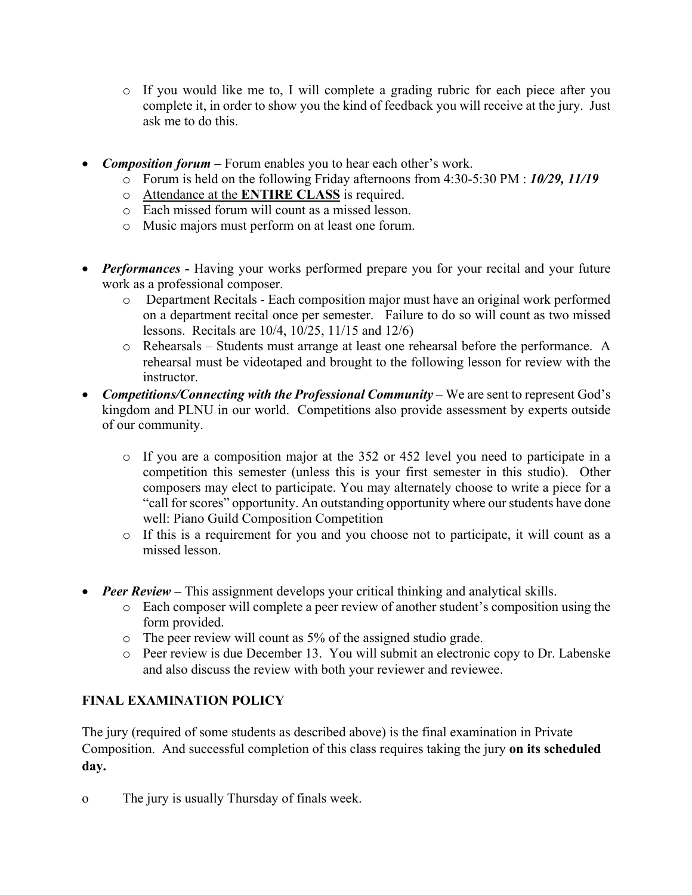- If you would like me to, I will complete a grading rubric for each piece after you complete it, in order to show you the kind of feedback you will receive at the jury. Just ask me to do this.

- ***Composition forum*** **–** Forum enables you to hear each other's work.
  - Forum is held on the following Friday afternoons from 4:30-5:30 PM : ***10/29, 11/19***
  - Attendance at the **ENTIRE CLASS** is required.
  - Each missed forum will count as a missed lesson.
  - Music majors must perform on at least one forum.

- ***Performances -*** Having your works performed prepare you for your recital and your future work as a professional composer.
  - Department Recitals - Each composition major must have an original work performed on a department recital once per semester. Failure to do so will count as two missed lessons. Recitals are 10/4, 10/25, 11/15 and 12/6)
  - Rehearsals – Students must arrange at least one rehearsal before the performance. A rehearsal must be videotaped and brought to the following lesson for review with the instructor.
- ***Competitions/Connecting with the Professional Community*** – We are sent to represent God's kingdom and PLNU in our world. Competitions also provide assessment by experts outside of our community.
  - If you are a composition major at the 352 or 452 level you need to participate in a competition this semester (unless this is your first semester in this studio). Other composers may elect to participate. You may alternately choose to write a piece for a "call for scores" opportunity. An outstanding opportunity where our students have done well: Piano Guild Composition Competition
  - If this is a requirement for you and you choose not to participate, it will count as a missed lesson.

- ***Peer Review*** **–** This assignment develops your critical thinking and analytical skills.
  - Each composer will complete a peer review of another student's composition using the form provided.
  - The peer review will count as 5% of the assigned studio grade.
  - Peer review is due December 13. You will submit an electronic copy to Dr. Labenske and also discuss the review with both your reviewer and reviewee.

**FINAL EXAMINATION POLICY**

The jury (required of some students as described above) is the final examination in Private Composition. And successful completion of this class requires taking the jury **on its scheduled day.**

- The jury is usually Thursday of finals week.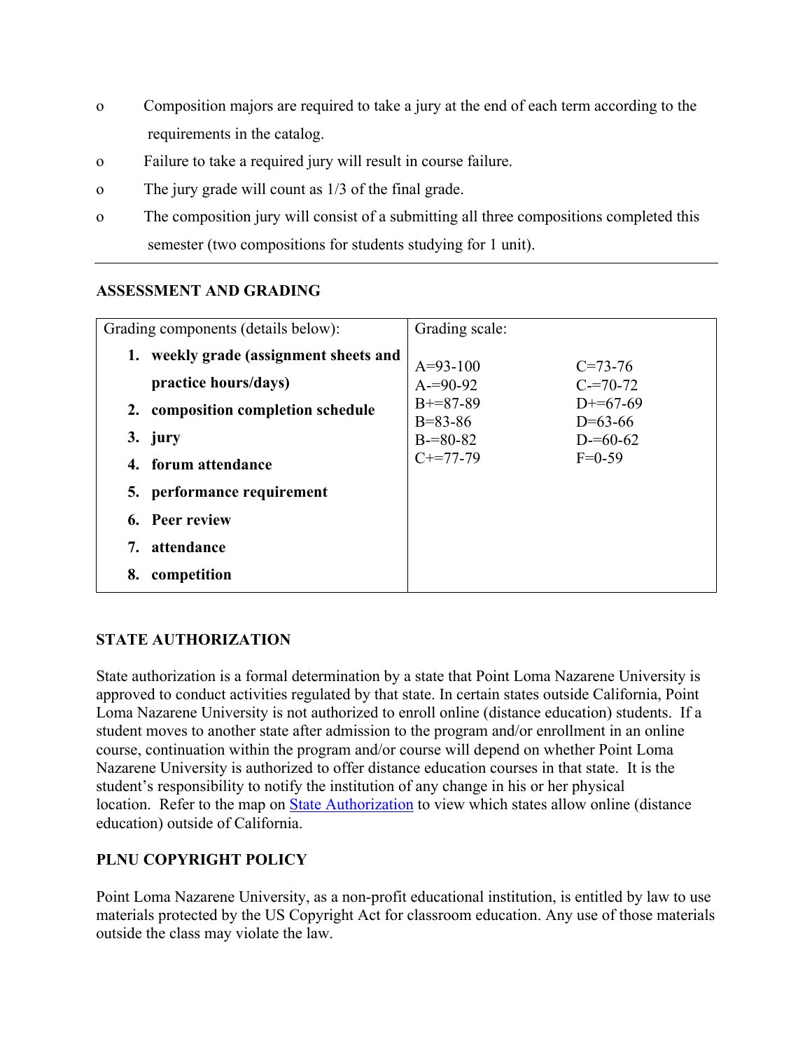- Composition majors are required to take a jury at the end of each term according to the requirements in the catalog.
- Failure to take a required jury will result in course failure.
- The jury grade will count as 1/3 of the final grade.
- The composition jury will consist of a submitting all three compositions completed this semester (two compositions for students studying for 1 unit).

---

**ASSESSMENT AND GRADING**

| Grading components (details below): | Grading scale: | |
|---|---|---|
| 1. **weekly grade (assignment sheets and practice hours/days)** | A=93-100 | C=73-76 |
| 2. **composition completion schedule** | A-=90-92 | C-=70-72 |
| 3. **jury** | B+=87-89 | D+=67-69 |
| 4. **forum attendance** | B=83-86 | D=63-66 |
| 5. **performance requirement** | B-=80-82 | D-=60-62 |
| 6. **Peer review** | C+=77-79 | F=0-59 |
| 7. **attendance** | | |
| 8. **competition** | | |

**STATE AUTHORIZATION**

State authorization is a formal determination by a state that Point Loma Nazarene University is approved to conduct activities regulated by that state. In certain states outside California, Point Loma Nazarene University is not authorized to enroll online (distance education) students. If a student moves to another state after admission to the program and/or enrollment in an online course, continuation within the program and/or course will depend on whether Point Loma Nazarene University is authorized to offer distance education courses in that state. It is the student's responsibility to notify the institution of any change in his or her physical location. Refer to the map on State Authorization to view which states allow online (distance education) outside of California.

**PLNU COPYRIGHT POLICY**

Point Loma Nazarene University, as a non-profit educational institution, is entitled by law to use materials protected by the US Copyright Act for classroom education. Any use of those materials outside the class may violate the law.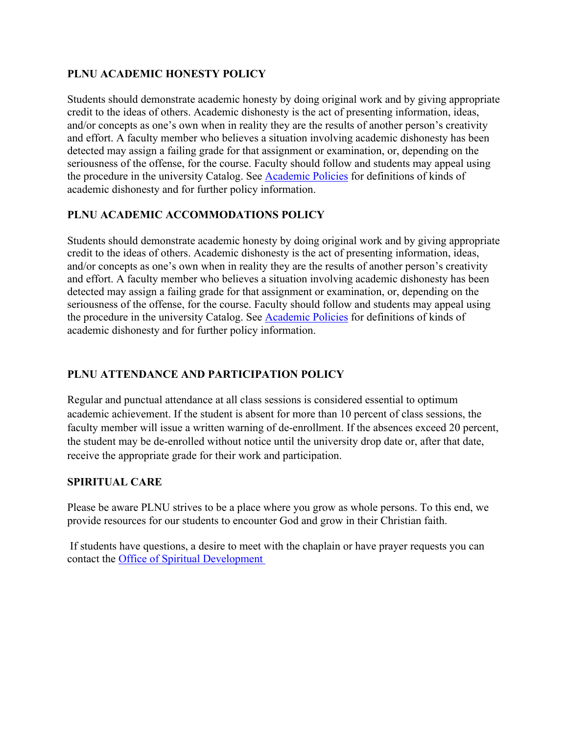**PLNU ACADEMIC HONESTY POLICY**

Students should demonstrate academic honesty by doing original work and by giving appropriate credit to the ideas of others. Academic dishonesty is the act of presenting information, ideas, and/or concepts as one's own when in reality they are the results of another person's creativity and effort. A faculty member who believes a situation involving academic dishonesty has been detected may assign a failing grade for that assignment or examination, or, depending on the seriousness of the offense, for the course. Faculty should follow and students may appeal using the procedure in the university Catalog. See Academic Policies for definitions of kinds of academic dishonesty and for further policy information.

**PLNU ACADEMIC ACCOMMODATIONS POLICY**

Students should demonstrate academic honesty by doing original work and by giving appropriate credit to the ideas of others. Academic dishonesty is the act of presenting information, ideas, and/or concepts as one's own when in reality they are the results of another person's creativity and effort. A faculty member who believes a situation involving academic dishonesty has been detected may assign a failing grade for that assignment or examination, or, depending on the seriousness of the offense, for the course. Faculty should follow and students may appeal using the procedure in the university Catalog. See Academic Policies for definitions of kinds of academic dishonesty and for further policy information.

**PLNU ATTENDANCE AND PARTICIPATION POLICY**

Regular and punctual attendance at all class sessions is considered essential to optimum academic achievement. If the student is absent for more than 10 percent of class sessions, the faculty member will issue a written warning of de-enrollment. If the absences exceed 20 percent, the student may be de-enrolled without notice until the university drop date or, after that date, receive the appropriate grade for their work and participation.

**SPIRITUAL CARE**

Please be aware PLNU strives to be a place where you grow as whole persons. To this end, we provide resources for our students to encounter God and grow in their Christian faith.

If students have questions, a desire to meet with the chaplain or have prayer requests you can contact the Office of Spiritual Development